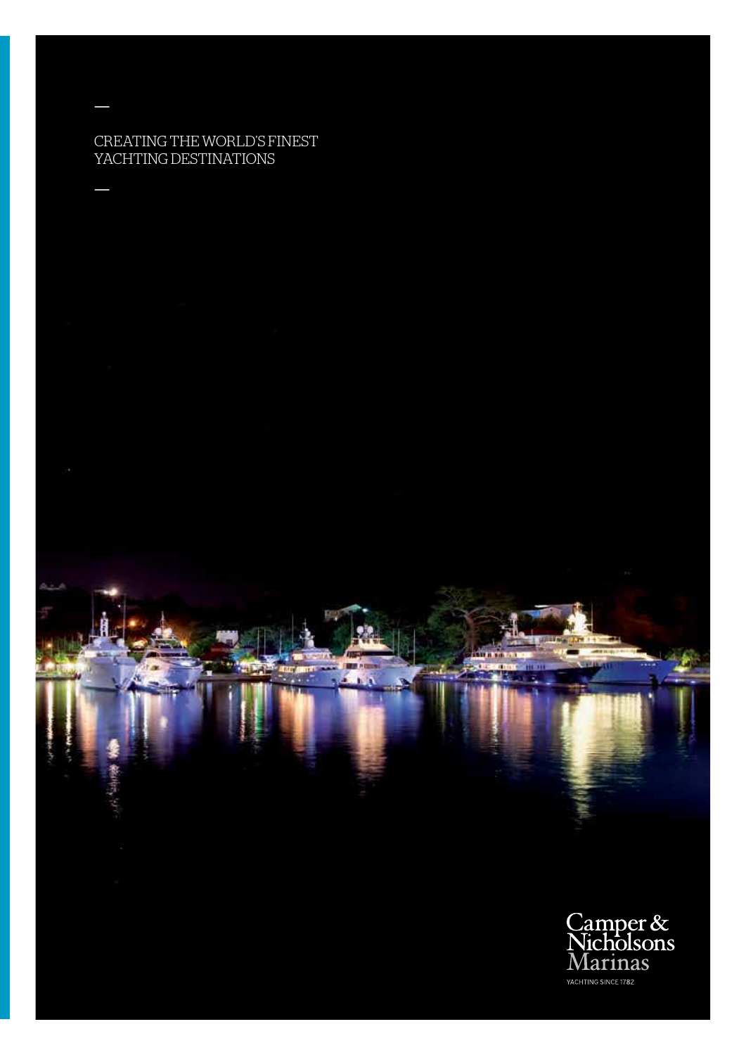—

CREATING THE WORLD'S FINEST YACHTING DESTINATIONS

—

Camper & Nicholsons Marinas

YACHTING SINCE 1782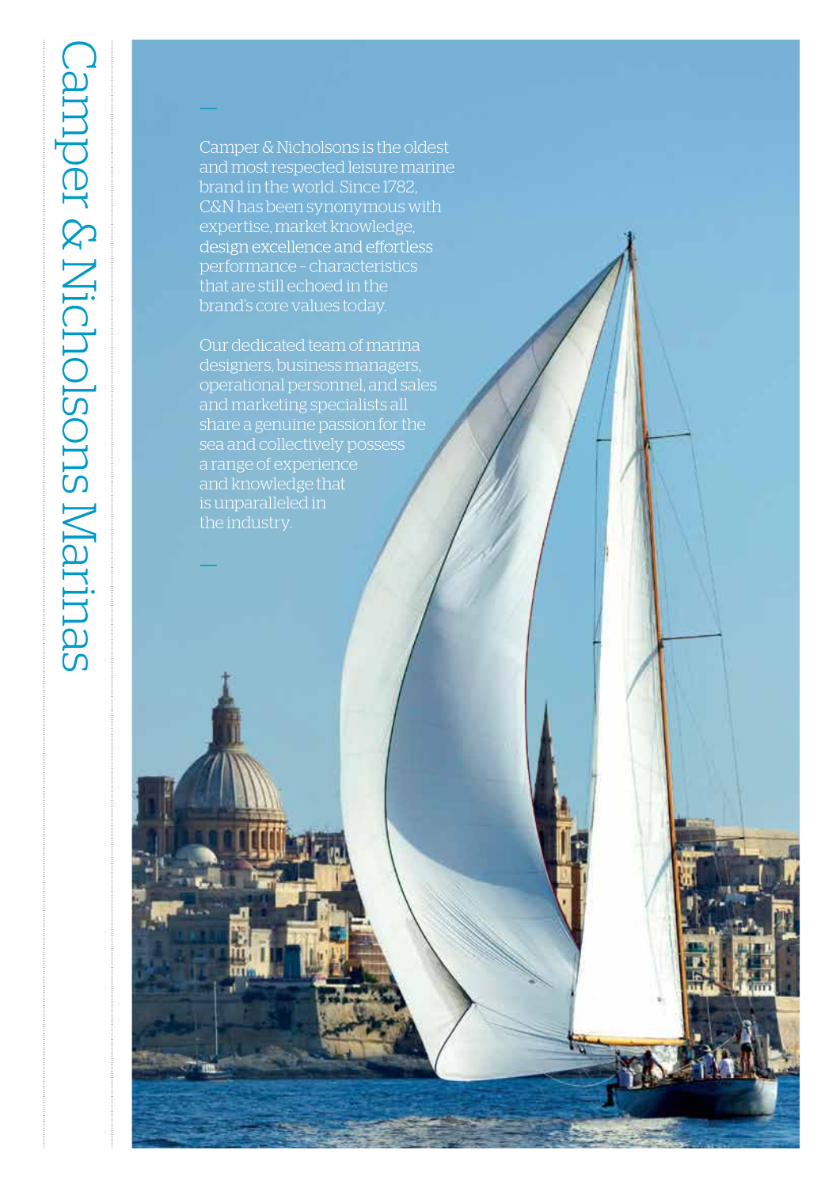# Camper & Nicholsons Marinas

—

Camper & Nicholsons is the oldest and most respected leisure marine brand in the world. Since 1782, C&N has been synonymous with expertise, market knowledge, design excellence and effortless performance - characteristics that are still echoed in the brand's core values today.

Our dedicated team of marina designers, business managers, operational personnel, and sales and marketing specialists all share a genuine passion for the sea and collectively possess a range of experience and knowledge that is unparalleled in the industry.

—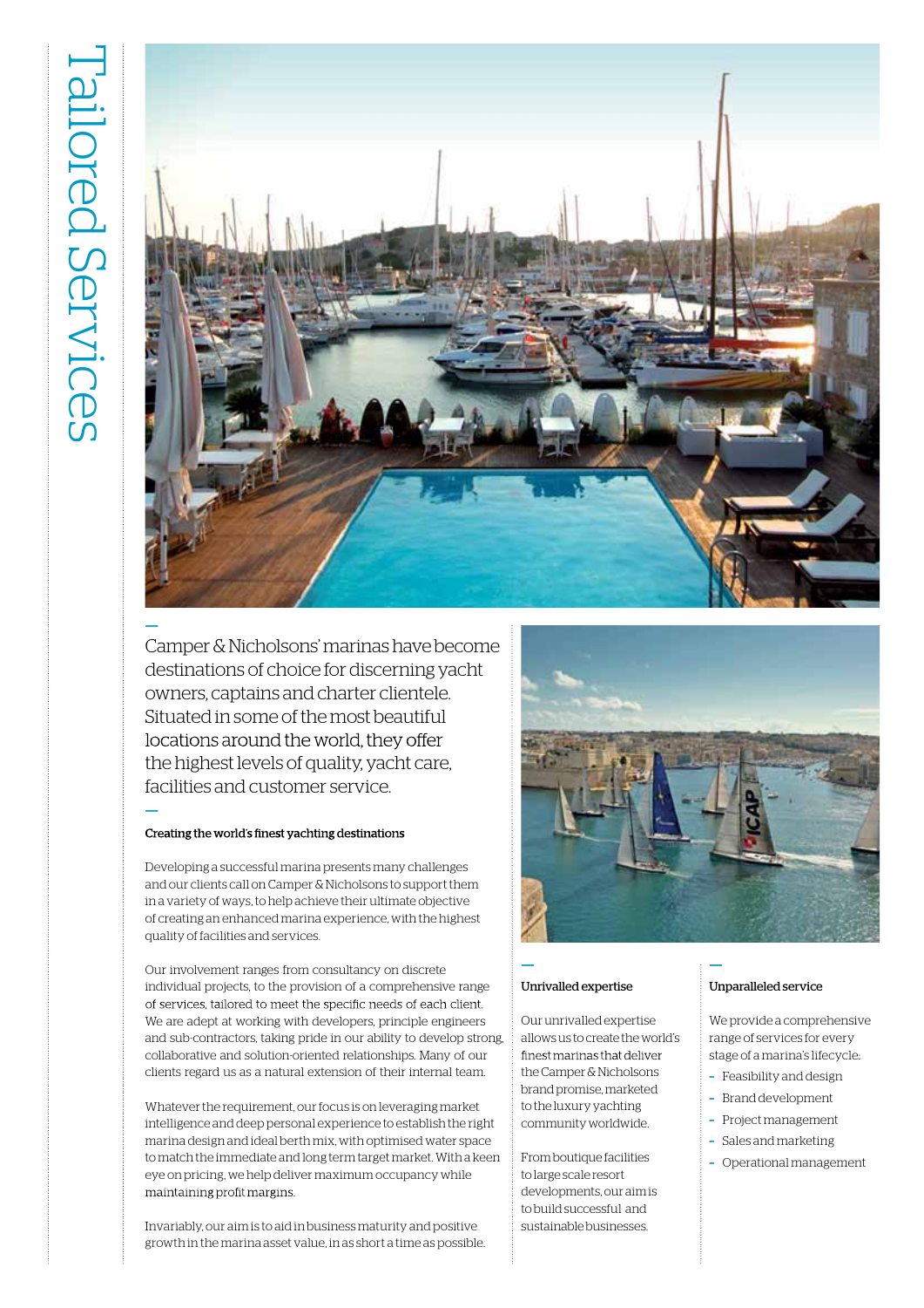# Tailored Services

Camper & Nicholsons' marinas have become destinations of choice for discerning yacht owners, captains and charter clientele. Situated in some of the most beautiful locations around the world, they offer the highest levels of quality, yacht care, facilities and customer service.

**Creating the world's finest yachting destinations**

Developing a successful marina presents many challenges and our clients call on Camper & Nicholsons to support them in a variety of ways, to help achieve their ultimate objective of creating an enhanced marina experience, with the highest quality of facilities and services.

Our involvement ranges from consultancy on discrete individual projects, to the provision of a comprehensive range of services, tailored to meet the specific needs of each client. We are adept at working with developers, principle engineers and sub-contractors, taking pride in our ability to develop strong, collaborative and solution-oriented relationships. Many of our clients regard us as a natural extension of their internal team.

Whatever the requirement, our focus is on leveraging market intelligence and deep personal experience to establish the right marina design and ideal berth mix, with optimised water space to match the immediate and long term target market. With a keen eye on pricing, we help deliver maximum occupancy while maintaining profit margins.

Invariably, our aim is to aid in business maturity and positive growth in the marina asset value, in as short a time as possible.

**Unrivalled expertise**

Our unrivalled expertise allows us to create the world's finest marinas that deliver the Camper & Nicholsons brand promise, marketed to the luxury yachting community worldwide.

From boutique facilities to large scale resort developments, our aim is to build successful and sustainable businesses.

**Unparalleled service**

We provide a comprehensive range of services for every stage of a marina's lifecycle:

- Feasibility and design
- Brand development
- Project management
- Sales and marketing
- Operational management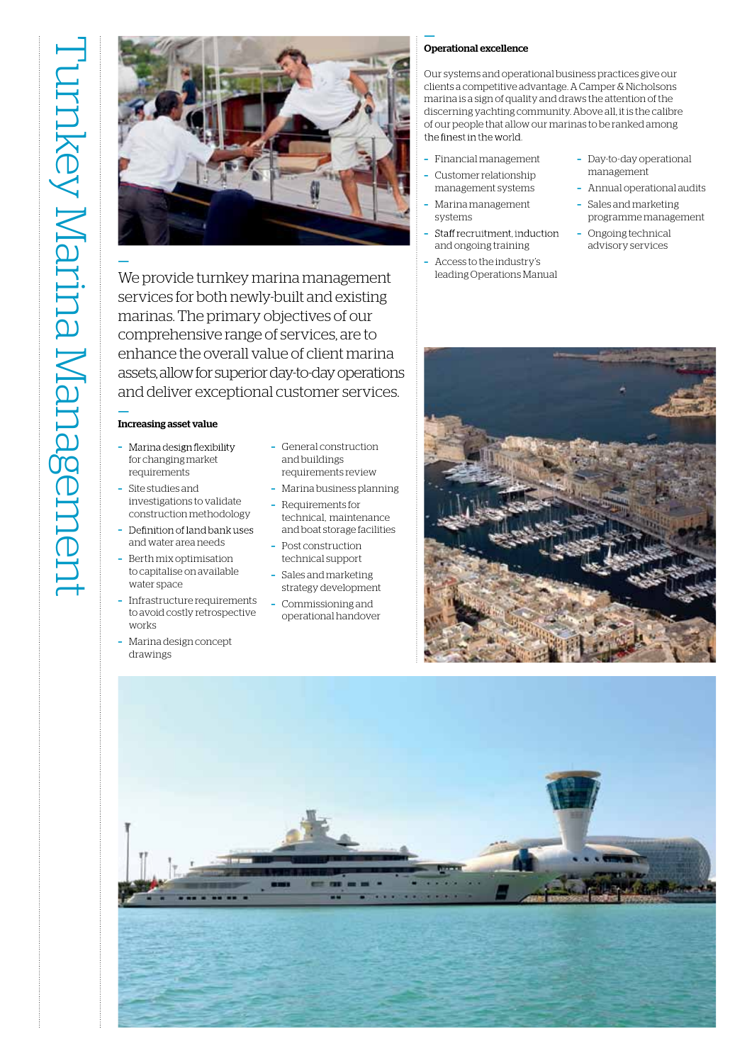# Turnkey Marina Management

We provide turnkey marina management services for both newly-built and existing marinas. The primary objectives of our comprehensive range of services, are to enhance the overall value of client marina assets, allow for superior day-to-day operations and deliver exceptional customer services.

**Increasing asset value**

- Marina design flexibility for changing market requirements
- Site studies and investigations to validate construction methodology
- Definition of land bank uses and water area needs
- Berth mix optimisation to capitalise on available water space
- Infrastructure requirements to avoid costly retrospective works
- Marina design concept drawings
- General construction and buildings requirements review
- Marina business planning
- Requirements for technical, maintenance and boat storage facilities
- Post construction technical support
- Sales and marketing strategy development
- Commissioning and operational handover

**Operational excellence**

Our systems and operational business practices give our clients a competitive advantage. A Camper & Nicholsons marina is a sign of quality and draws the attention of the discerning yachting community. Above all, it is the calibre of our people that allow our marinas to be ranked among the finest in the world.

- Financial management
- Customer relationship management systems
- Marina management systems
- Staff recruitment, induction and ongoing training
- Access to the industry's leading Operations Manual
- Day-to-day operational management
- Annual operational audits
- Sales and marketing programme management
- Ongoing technical advisory services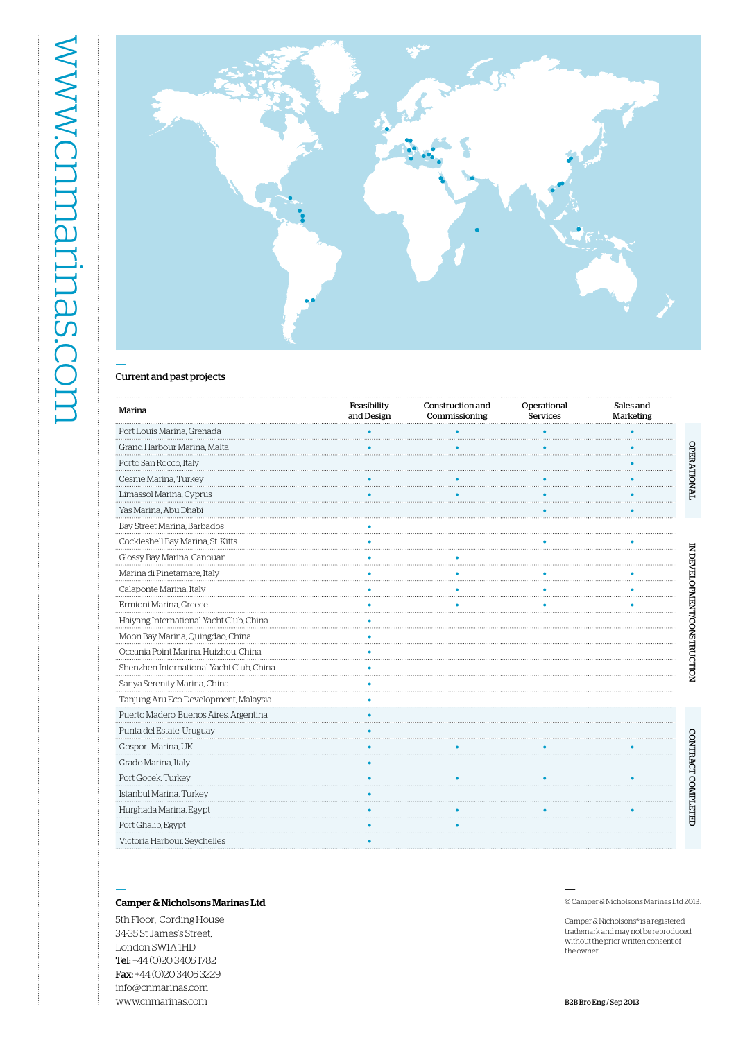www.cnmarinas.com

## Current and past projects

| Marina | Feasibility and Design | Construction and Commissioning | Operational Services | Sales and Marketing | |
|---|---|---|---|---|---|
| Port Louis Marina, Grenada | • | • | • | • | OPERATIONAL |
| Grand Harbour Marina, Malta | • | • | • | • | |
| Porto San Rocco, Italy | | | | • | |
| Cesme Marina, Turkey | • | • | • | • | |
| Limassol Marina, Cyprus | • | • | • | • | |
| Yas Marina, Abu Dhabi | | | • | • | |
| Bay Street Marina, Barbados | • | | | | IN DEVELOPMENT/CONSTRUCTION |
| Cockleshell Bay Marina, St. Kitts | • | | • | • | |
| Glossy Bay Marina, Canouan | • | • | | | |
| Marina di Pinetamare, Italy | • | • | • | • | |
| Calaponte Marina, Italy | • | • | • | • | |
| Ermioni Marina, Greece | • | • | • | • | |
| Haiyang International Yacht Club, China | • | | | | |
| Moon Bay Marina, Quingdao, China | • | | | | |
| Oceania Point Marina, Huizhou, China | • | | | | |
| Shenzhen International Yacht Club, China | • | | | | |
| Sanya Serenity Marina, China | • | | | | |
| Tanjung Aru Eco Development, Malaysia | • | | | | |
| Puerto Madero, Buenos Aires, Argentina | • | | | | CONTRACT COMPLETED |
| Punta del Estate, Uruguay | • | | | | |
| Gosport Marina, UK | • | • | • | • | |
| Grado Marina, Italy | • | | | | |
| Port Gocek, Turkey | • | • | • | • | |
| Istanbul Marina, Turkey | • | | | | |
| Hurghada Marina, Egypt | • | • | • | • | |
| Port Ghalib, Egypt | • | • | | | |
| Victoria Harbour, Seychelles | • | | | | |

**Camper & Nicholsons Marinas Ltd**

5th Floor, Cording House
34-35 St James's Street,
London SW1A 1HD
**Tel:** +44 (0)20 3405 1782
**Fax:** +44 (0)20 3405 3229
info@cnmarinas.com
www.cnmarinas.com

© Camper & Nicholsons Marinas Ltd 2013.

Camper & Nicholsons® is a registered trademark and may not be reproduced without the prior written consent of the owner.

B2B Bro Eng / Sep 2013